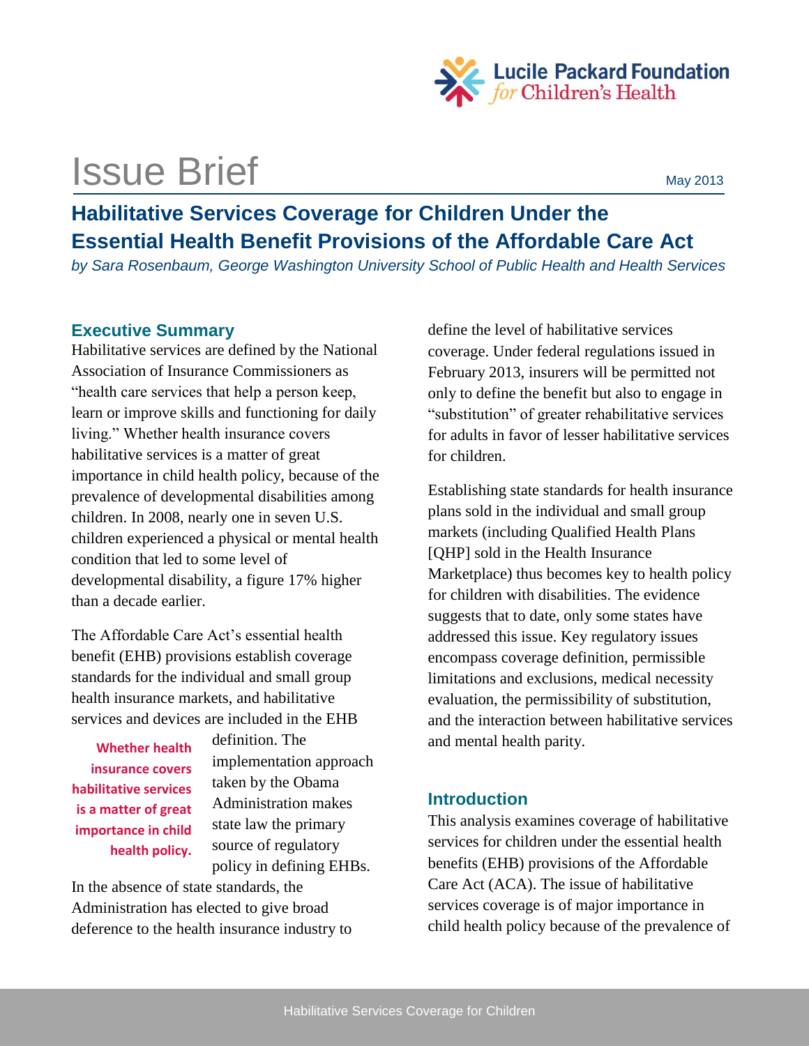Lucile Packard Foundation *for* Children's Health

# Issue Brief

May 2013

## Habilitative Services Coverage for Children Under the Essential Health Benefit Provisions of the Affordable Care Act

*by Sara Rosenbaum, George Washington University School of Public Health and Health Services*

### Executive Summary

Habilitative services are defined by the National Association of Insurance Commissioners as "health care services that help a person keep, learn or improve skills and functioning for daily living." Whether health insurance covers habilitative services is a matter of great importance in child health policy, because of the prevalence of developmental disabilities among children. In 2008, nearly one in seven U.S. children experienced a physical or mental health condition that led to some level of developmental disability, a figure 17% higher than a decade earlier.

The Affordable Care Act's essential health benefit (EHB) provisions establish coverage standards for the individual and small group health insurance markets, and habilitative services and devices are included in the EHB definition. The implementation approach taken by the Obama Administration makes state law the primary source of regulatory policy in defining EHBs. In the absence of state standards, the Administration has elected to give broad deference to the health insurance industry to define the level of habilitative services coverage. Under federal regulations issued in February 2013, insurers will be permitted not only to define the benefit but also to engage in "substitution" of greater rehabilitative services for adults in favor of lesser habilitative services for children.

**Whether health insurance covers habilitative services is a matter of great importance in child health policy.**

Establishing state standards for health insurance plans sold in the individual and small group markets (including Qualified Health Plans [QHP] sold in the Health Insurance Marketplace) thus becomes key to health policy for children with disabilities. The evidence suggests that to date, only some states have addressed this issue. Key regulatory issues encompass coverage definition, permissible limitations and exclusions, medical necessity evaluation, the permissibility of substitution, and the interaction between habilitative services and mental health parity.

### Introduction

This analysis examines coverage of habilitative services for children under the essential health benefits (EHB) provisions of the Affordable Care Act (ACA). The issue of habilitative services coverage is of major importance in child health policy because of the prevalence of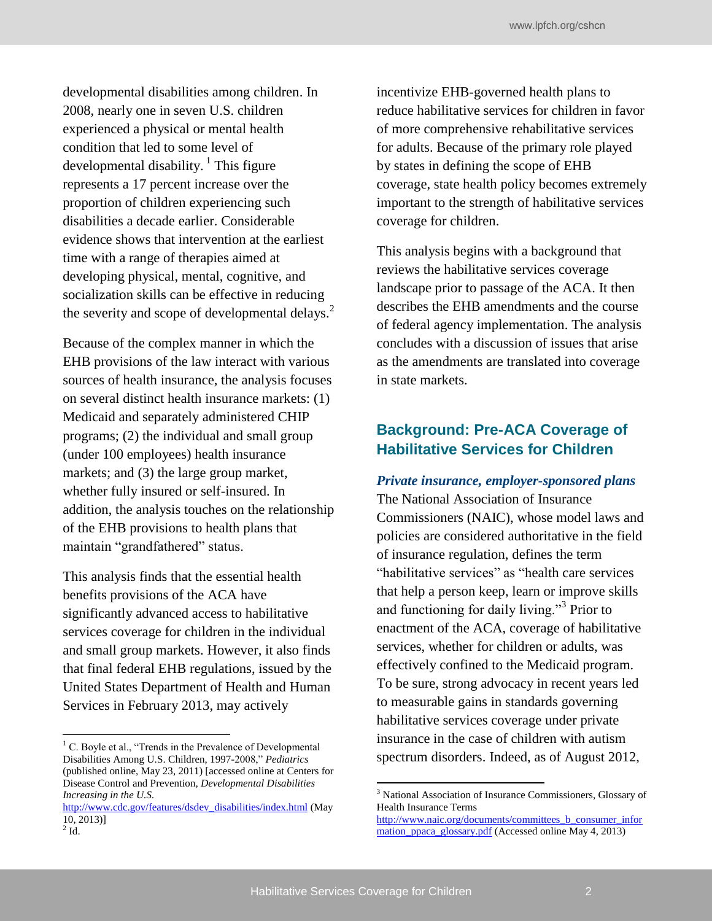developmental disabilities among children. In 2008, nearly one in seven U.S. children experienced a physical or mental health condition that led to some level of developmental disability.[1] This figure represents a 17 percent increase over the proportion of children experiencing such disabilities a decade earlier. Considerable evidence shows that intervention at the earliest time with a range of therapies aimed at developing physical, mental, cognitive, and socialization skills can be effective in reducing the severity and scope of developmental delays.[2]

Because of the complex manner in which the EHB provisions of the law interact with various sources of health insurance, the analysis focuses on several distinct health insurance markets: (1) Medicaid and separately administered CHIP programs; (2) the individual and small group (under 100 employees) health insurance markets; and (3) the large group market, whether fully insured or self-insured. In addition, the analysis touches on the relationship of the EHB provisions to health plans that maintain "grandfathered" status.

This analysis finds that the essential health benefits provisions of the ACA have significantly advanced access to habilitative services coverage for children in the individual and small group markets. However, it also finds that final federal EHB regulations, issued by the United States Department of Health and Human Services in February 2013, may actively incentivize EHB-governed health plans to reduce habilitative services for children in favor of more comprehensive rehabilitative services for adults. Because of the primary role played by states in defining the scope of EHB coverage, state health policy becomes extremely important to the strength of habilitative services coverage for children.

This analysis begins with a background that reviews the habilitative services coverage landscape prior to passage of the ACA. It then describes the EHB amendments and the course of federal agency implementation. The analysis concludes with a discussion of issues that arise as the amendments are translated into coverage in state markets.

## Background: Pre-ACA Coverage of Habilitative Services for Children

### *Private insurance, employer-sponsored plans*

The National Association of Insurance Commissioners (NAIC), whose model laws and policies are considered authoritative in the field of insurance regulation, defines the term "habilitative services" as "health care services that help a person keep, learn or improve skills and functioning for daily living."[3] Prior to enactment of the ACA, coverage of habilitative services, whether for children or adults, was effectively confined to the Medicaid program. To be sure, strong advocacy in recent years led to measurable gains in standards governing habilitative services coverage under private insurance in the case of children with autism spectrum disorders. Indeed, as of August 2012,

---

[1] C. Boyle et al., "Trends in the Prevalence of Developmental Disabilities Among U.S. Children, 1997-2008," *Pediatrics* (published online, May 23, 2011) [accessed online at Centers for Disease Control and Prevention, *Developmental Disabilities Increasing in the U.S.* http://www.cdc.gov/features/dsdev_disabilities/index.html (May 10, 2013)]

[2] Id.

[3] National Association of Insurance Commissioners, Glossary of Health Insurance Terms http://www.naic.org/documents/committees_b_consumer_information_ppaca_glossary.pdf (Accessed online May 4, 2013)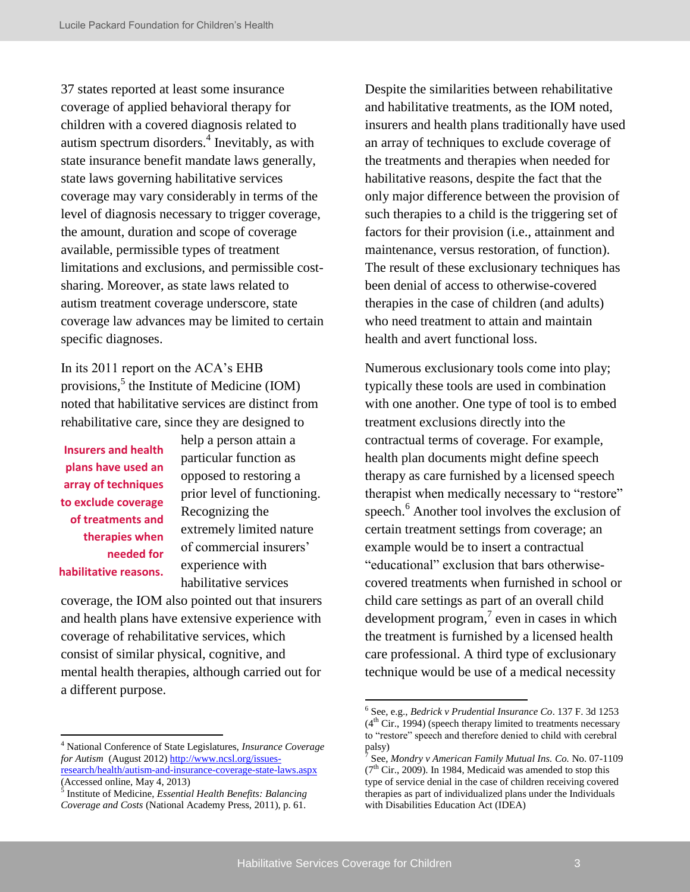37 states reported at least some insurance coverage of applied behavioral therapy for children with a covered diagnosis related to autism spectrum disorders.[4] Inevitably, as with state insurance benefit mandate laws generally, state laws governing habilitative services coverage may vary considerably in terms of the level of diagnosis necessary to trigger coverage, the amount, duration and scope of coverage available, permissible types of treatment limitations and exclusions, and permissible cost-sharing. Moreover, as state laws related to autism treatment coverage underscore, state coverage law advances may be limited to certain specific diagnoses.

In its 2011 report on the ACA's EHB provisions,[5] the Institute of Medicine (IOM) noted that habilitative services are distinct from rehabilitative care, since they are designed to help a person attain a particular function as opposed to restoring a prior level of functioning. Recognizing the extremely limited nature of commercial insurers' experience with habilitative services coverage, the IOM also pointed out that insurers and health plans have extensive experience with coverage of rehabilitative services, which consist of similar physical, cognitive, and mental health therapies, although carried out for a different purpose.

**Insurers and health plans have used an array of techniques to exclude coverage of treatments and therapies when needed for habilitative reasons.**

Despite the similarities between rehabilitative and habilitative treatments, as the IOM noted, insurers and health plans traditionally have used an array of techniques to exclude coverage of the treatments and therapies when needed for habilitative reasons, despite the fact that the only major difference between the provision of such therapies to a child is the triggering set of factors for their provision (i.e., attainment and maintenance, versus restoration, of function). The result of these exclusionary techniques has been denial of access to otherwise-covered therapies in the case of children (and adults) who need treatment to attain and maintain health and avert functional loss.

Numerous exclusionary tools come into play; typically these tools are used in combination with one another. One type of tool is to embed treatment exclusions directly into the contractual terms of coverage. For example, health plan documents might define speech therapy as care furnished by a licensed speech therapist when medically necessary to "restore" speech.[6] Another tool involves the exclusion of certain treatment settings from coverage; an example would be to insert a contractual "educational" exclusion that bars otherwise-covered treatments when furnished in school or child care settings as part of an overall child development program,[7] even in cases in which the treatment is furnished by a licensed health care professional. A third type of exclusionary technique would be use of a medical necessity

---

[4] National Conference of State Legislatures, *Insurance Coverage for Autism* (August 2012) http://www.ncsl.org/issues-research/health/autism-and-insurance-coverage-state-laws.aspx (Accessed online, May 4, 2013)

[5] Institute of Medicine, *Essential Health Benefits: Balancing Coverage and Costs* (National Academy Press, 2011), p. 61.

[6] See, e.g., *Bedrick v Prudential Insurance Co*. 137 F. 3d 1253 (4th Cir., 1994) (speech therapy limited to treatments necessary to "restore" speech and therefore denied to child with cerebral palsy)

[7] See, *Mondry v American Family Mutual Ins. Co.* No. 07-1109 (7th Cir., 2009). In 1984, Medicaid was amended to stop this type of service denial in the case of children receiving covered therapies as part of individualized plans under the Individuals with Disabilities Education Act (IDEA)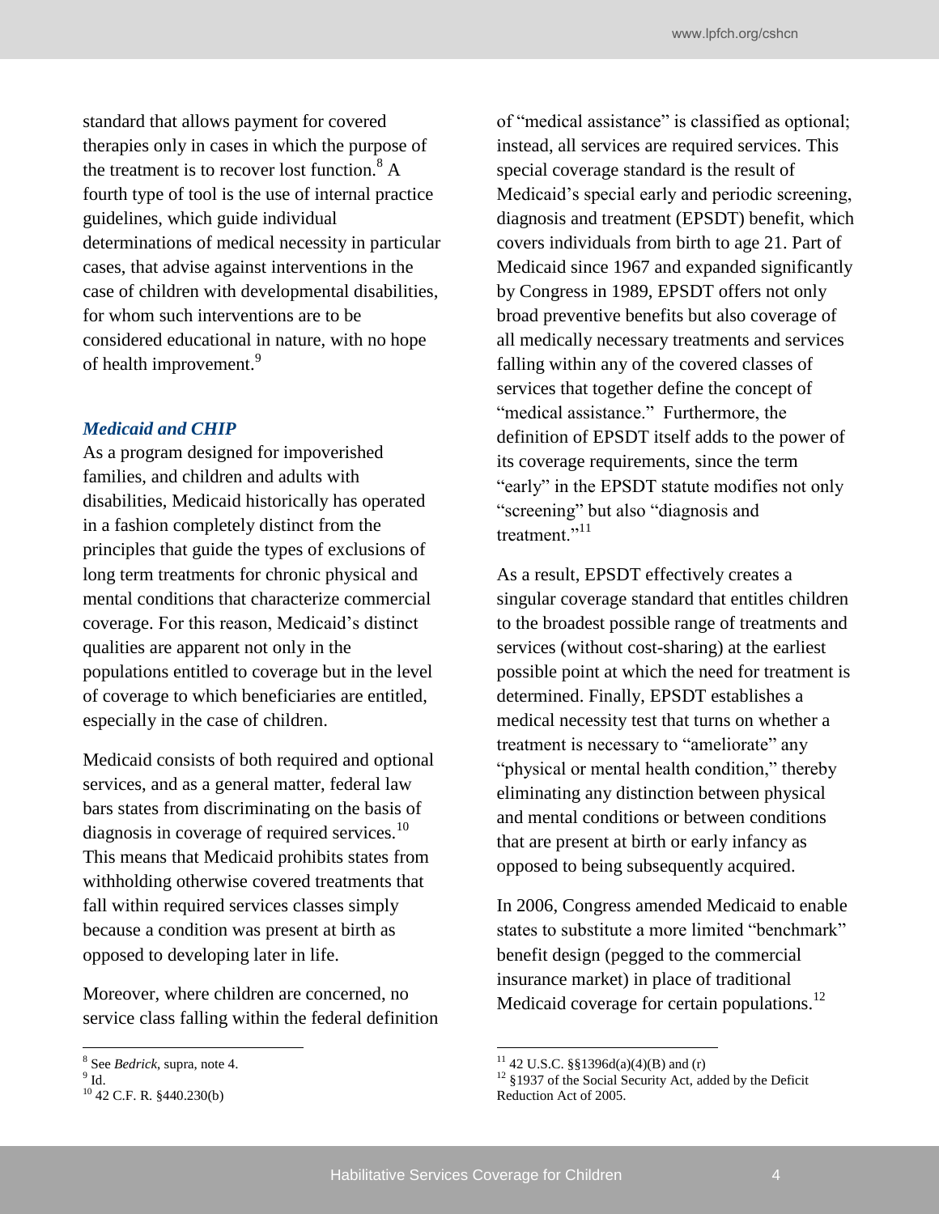standard that allows payment for covered therapies only in cases in which the purpose of the treatment is to recover lost function.[8] A fourth type of tool is the use of internal practice guidelines, which guide individual determinations of medical necessity in particular cases, that advise against interventions in the case of children with developmental disabilities, for whom such interventions are to be considered educational in nature, with no hope of health improvement.[9]

### *Medicaid and CHIP*

As a program designed for impoverished families, and children and adults with disabilities, Medicaid historically has operated in a fashion completely distinct from the principles that guide the types of exclusions of long term treatments for chronic physical and mental conditions that characterize commercial coverage. For this reason, Medicaid's distinct qualities are apparent not only in the populations entitled to coverage but in the level of coverage to which beneficiaries are entitled, especially in the case of children.

Medicaid consists of both required and optional services, and as a general matter, federal law bars states from discriminating on the basis of diagnosis in coverage of required services.[10] This means that Medicaid prohibits states from withholding otherwise covered treatments that fall within required services classes simply because a condition was present at birth as opposed to developing later in life.

Moreover, where children are concerned, no service class falling within the federal definition of "medical assistance" is classified as optional; instead, all services are required services. This special coverage standard is the result of Medicaid's special early and periodic screening, diagnosis and treatment (EPSDT) benefit, which covers individuals from birth to age 21. Part of Medicaid since 1967 and expanded significantly by Congress in 1989, EPSDT offers not only broad preventive benefits but also coverage of all medically necessary treatments and services falling within any of the covered classes of services that together define the concept of "medical assistance." Furthermore, the definition of EPSDT itself adds to the power of its coverage requirements, since the term "early" in the EPSDT statute modifies not only "screening" but also "diagnosis and treatment."[11]

As a result, EPSDT effectively creates a singular coverage standard that entitles children to the broadest possible range of treatments and services (without cost-sharing) at the earliest possible point at which the need for treatment is determined. Finally, EPSDT establishes a medical necessity test that turns on whether a treatment is necessary to "ameliorate" any "physical or mental health condition," thereby eliminating any distinction between physical and mental conditions or between conditions that are present at birth or early infancy as opposed to being subsequently acquired.

In 2006, Congress amended Medicaid to enable states to substitute a more limited "benchmark" benefit design (pegged to the commercial insurance market) in place of traditional Medicaid coverage for certain populations.[12]

---

[8] See *Bedrick*, supra, note 4.
[9] Id.
[10] 42 C.F. R. §440.230(b)
[11] 42 U.S.C. §§1396d(a)(4)(B) and (r)
[12] §1937 of the Social Security Act, added by the Deficit Reduction Act of 2005.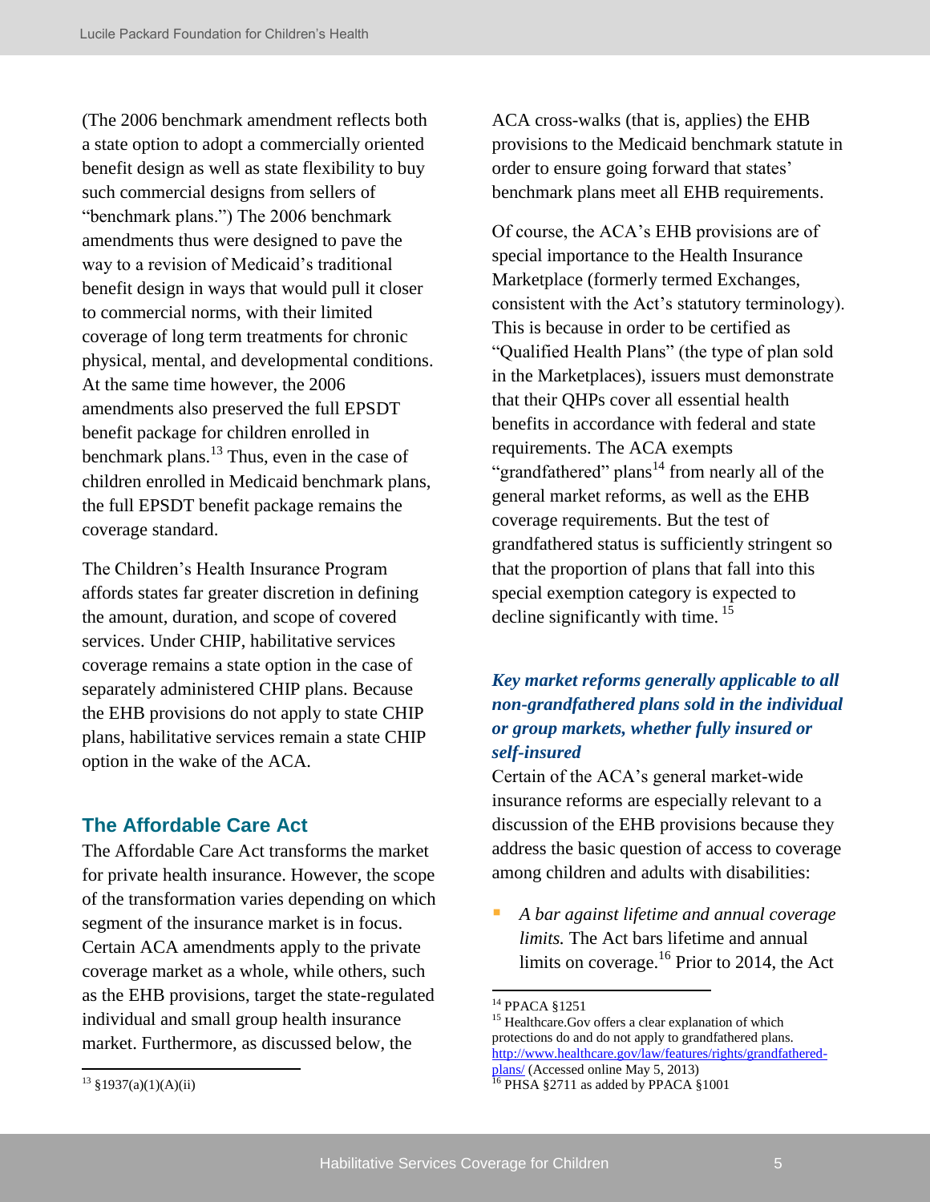(The 2006 benchmark amendment reflects both a state option to adopt a commercially oriented benefit design as well as state flexibility to buy such commercial designs from sellers of "benchmark plans.") The 2006 benchmark amendments thus were designed to pave the way to a revision of Medicaid's traditional benefit design in ways that would pull it closer to commercial norms, with their limited coverage of long term treatments for chronic physical, mental, and developmental conditions. At the same time however, the 2006 amendments also preserved the full EPSDT benefit package for children enrolled in benchmark plans.[13] Thus, even in the case of children enrolled in Medicaid benchmark plans, the full EPSDT benefit package remains the coverage standard.

The Children's Health Insurance Program affords states far greater discretion in defining the amount, duration, and scope of covered services. Under CHIP, habilitative services coverage remains a state option in the case of separately administered CHIP plans. Because the EHB provisions do not apply to state CHIP plans, habilitative services remain a state CHIP option in the wake of the ACA.

## The Affordable Care Act

The Affordable Care Act transforms the market for private health insurance. However, the scope of the transformation varies depending on which segment of the insurance market is in focus. Certain ACA amendments apply to the private coverage market as a whole, while others, such as the EHB provisions, target the state-regulated individual and small group health insurance market. Furthermore, as discussed below, the ACA cross-walks (that is, applies) the EHB provisions to the Medicaid benchmark statute in order to ensure going forward that states' benchmark plans meet all EHB requirements.

Of course, the ACA's EHB provisions are of special importance to the Health Insurance Marketplace (formerly termed Exchanges, consistent with the Act's statutory terminology). This is because in order to be certified as "Qualified Health Plans" (the type of plan sold in the Marketplaces), issuers must demonstrate that their QHPs cover all essential health benefits in accordance with federal and state requirements. The ACA exempts "grandfathered" plans[14] from nearly all of the general market reforms, as well as the EHB coverage requirements. But the test of grandfathered status is sufficiently stringent so that the proportion of plans that fall into this special exemption category is expected to decline significantly with time.[15]

### *Key market reforms generally applicable to all non-grandfathered plans sold in the individual or group markets, whether fully insured or self-insured*

Certain of the ACA's general market-wide insurance reforms are especially relevant to a discussion of the EHB provisions because they address the basic question of access to coverage among children and adults with disabilities:

- *A bar against lifetime and annual coverage limits.* The Act bars lifetime and annual limits on coverage.[16] Prior to 2014, the Act

---

[13] §1937(a)(1)(A)(ii)

[14] PPACA §1251

[15] Healthcare.Gov offers a clear explanation of which protections do and do not apply to grandfathered plans. http://www.healthcare.gov/law/features/rights/grandfathered-plans/ (Accessed online May 5, 2013)

[16] PHSA §2711 as added by PPACA §1001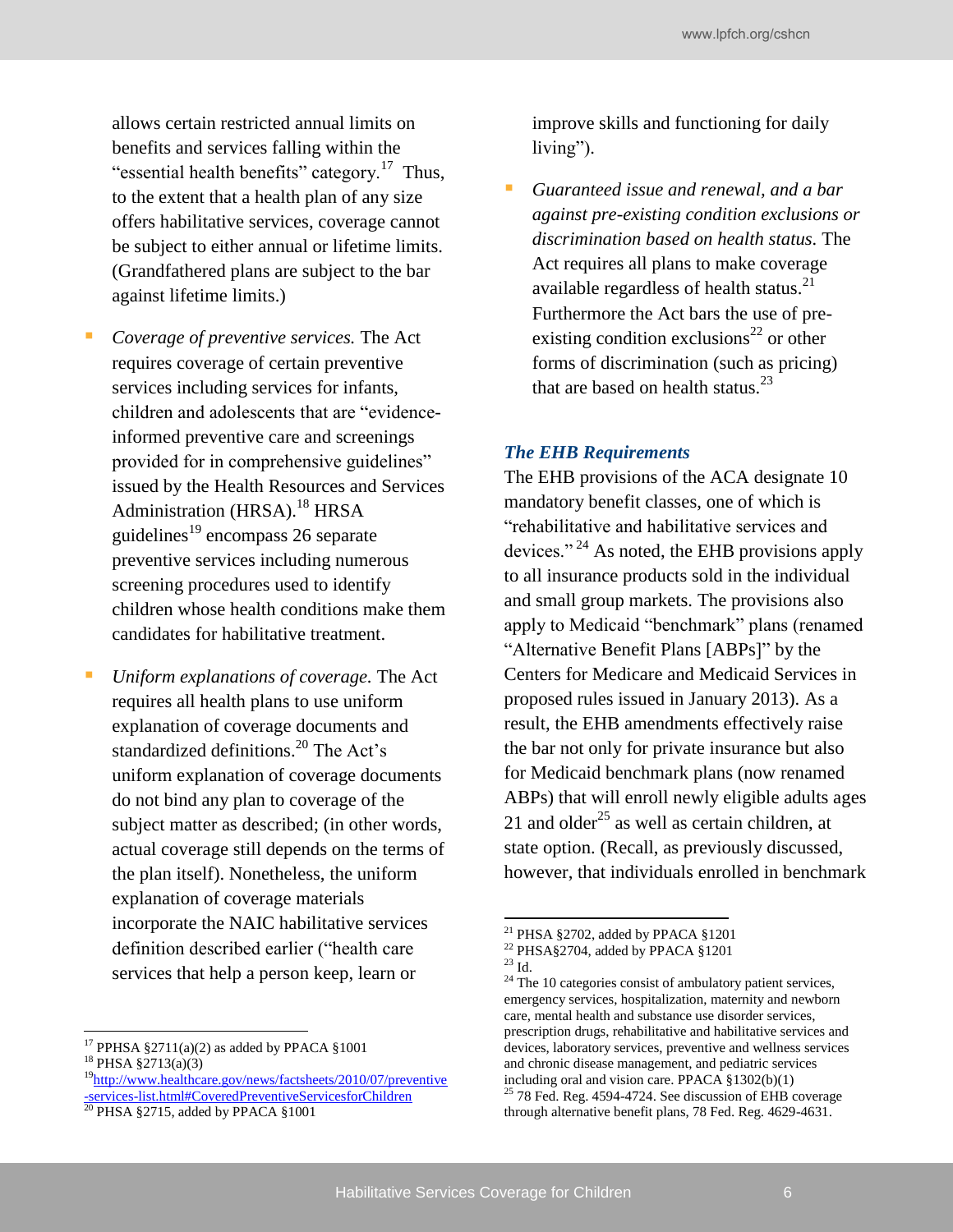allows certain restricted annual limits on benefits and services falling within the "essential health benefits" category.[17] Thus, to the extent that a health plan of any size offers habilitative services, coverage cannot be subject to either annual or lifetime limits. (Grandfathered plans are subject to the bar against lifetime limits.)

- *Coverage of preventive services.* The Act requires coverage of certain preventive services including services for infants, children and adolescents that are "evidence-informed preventive care and screenings provided for in comprehensive guidelines" issued by the Health Resources and Services Administration (HRSA).[18] HRSA guidelines[19] encompass 26 separate preventive services including numerous screening procedures used to identify children whose health conditions make them candidates for habilitative treatment.

- *Uniform explanations of coverage.* The Act requires all health plans to use uniform explanation of coverage documents and standardized definitions.[20] The Act's uniform explanation of coverage documents do not bind any plan to coverage of the subject matter as described; (in other words, actual coverage still depends on the terms of the plan itself). Nonetheless, the uniform explanation of coverage materials incorporate the NAIC habilitative services definition described earlier ("health care services that help a person keep, learn or improve skills and functioning for daily living").

- *Guaranteed issue and renewal, and a bar against pre-existing condition exclusions or discrimination based on health status.* The Act requires all plans to make coverage available regardless of health status.[21] Furthermore the Act bars the use of pre-existing condition exclusions[22] or other forms of discrimination (such as pricing) that are based on health status.[23]

### *The EHB Requirements*

The EHB provisions of the ACA designate 10 mandatory benefit classes, one of which is "rehabilitative and habilitative services and devices."[24] As noted, the EHB provisions apply to all insurance products sold in the individual and small group markets. The provisions also apply to Medicaid "benchmark" plans (renamed "Alternative Benefit Plans [ABPs]" by the Centers for Medicare and Medicaid Services in proposed rules issued in January 2013). As a result, the EHB amendments effectively raise the bar not only for private insurance but also for Medicaid benchmark plans (now renamed ABPs) that will enroll newly eligible adults ages 21 and older[25] as well as certain children, at state option. (Recall, as previously discussed, however, that individuals enrolled in benchmark

---

[17] PPHSA §2711(a)(2) as added by PPACA §1001

[18] PHSA §2713(a)(3)

[19] http://www.healthcare.gov/news/factsheets/2010/07/preventive-services-list.html#CoveredPreventiveServicesforChildren

[20] PHSA §2715, added by PPACA §1001

[21] PHSA §2702, added by PPACA §1201

[22] PHSA§2704, added by PPACA §1201

[23] Id.

[24] The 10 categories consist of ambulatory patient services, emergency services, hospitalization, maternity and newborn care, mental health and substance use disorder services, prescription drugs, rehabilitative and habilitative services and devices, laboratory services, preventive and wellness services and chronic disease management, and pediatric services including oral and vision care. PPACA §1302(b)(1)

[25] 78 Fed. Reg. 4594-4724. See discussion of EHB coverage through alternative benefit plans, 78 Fed. Reg. 4629-4631.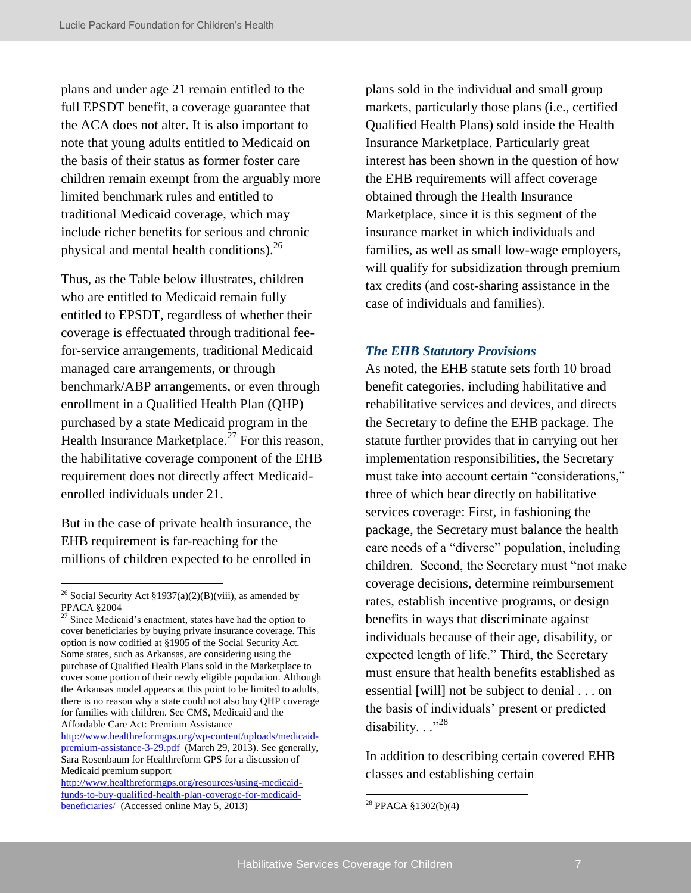plans and under age 21 remain entitled to the full EPSDT benefit, a coverage guarantee that the ACA does not alter. It is also important to note that young adults entitled to Medicaid on the basis of their status as former foster care children remain exempt from the arguably more limited benchmark rules and entitled to traditional Medicaid coverage, which may include richer benefits for serious and chronic physical and mental health conditions).[26]

Thus, as the Table below illustrates, children who are entitled to Medicaid remain fully entitled to EPSDT, regardless of whether their coverage is effectuated through traditional fee-for-service arrangements, traditional Medicaid managed care arrangements, or through benchmark/ABP arrangements, or even through enrollment in a Qualified Health Plan (QHP) purchased by a state Medicaid program in the Health Insurance Marketplace.[27] For this reason, the habilitative coverage component of the EHB requirement does not directly affect Medicaid-enrolled individuals under 21.

But in the case of private health insurance, the EHB requirement is far-reaching for the millions of children expected to be enrolled in plans sold in the individual and small group markets, particularly those plans (i.e., certified Qualified Health Plans) sold inside the Health Insurance Marketplace. Particularly great interest has been shown in the question of how the EHB requirements will affect coverage obtained through the Health Insurance Marketplace, since it is this segment of the insurance market in which individuals and families, as well as small low-wage employers, will qualify for subsidization through premium tax credits (and cost-sharing assistance in the case of individuals and families).

### *The EHB Statutory Provisions*

As noted, the EHB statute sets forth 10 broad benefit categories, including habilitative and rehabilitative services and devices, and directs the Secretary to define the EHB package. The statute further provides that in carrying out her implementation responsibilities, the Secretary must take into account certain "considerations," three of which bear directly on habilitative services coverage: First, in fashioning the package, the Secretary must balance the health care needs of a "diverse" population, including children. Second, the Secretary must "not make coverage decisions, determine reimbursement rates, establish incentive programs, or design benefits in ways that discriminate against individuals because of their age, disability, or expected length of life." Third, the Secretary must ensure that health benefits established as essential [will] not be subject to denial . . . on the basis of individuals' present or predicted disability. . ."[28]

In addition to describing certain covered EHB classes and establishing certain

---

[26] Social Security Act §1937(a)(2)(B)(viii), as amended by PPACA §2004

[27] Since Medicaid's enactment, states have had the option to cover beneficiaries by buying private insurance coverage. This option is now codified at §1905 of the Social Security Act. Some states, such as Arkansas, are considering using the purchase of Qualified Health Plans sold in the Marketplace to cover some portion of their newly eligible population. Although the Arkansas model appears at this point to be limited to adults, there is no reason why a state could not also buy QHP coverage for families with children. See CMS, Medicaid and the Affordable Care Act: Premium Assistance http://www.healthreformgps.org/wp-content/uploads/medicaid-premium-assistance-3-29.pdf (March 29, 2013). See generally, Sara Rosenbaum for Healthreform GPS for a discussion of Medicaid premium support http://www.healthreformgps.org/resources/using-medicaid-funds-to-buy-qualified-health-plan-coverage-for-medicaid-beneficiaries/ (Accessed online May 5, 2013)

[28] PPACA §1302(b)(4)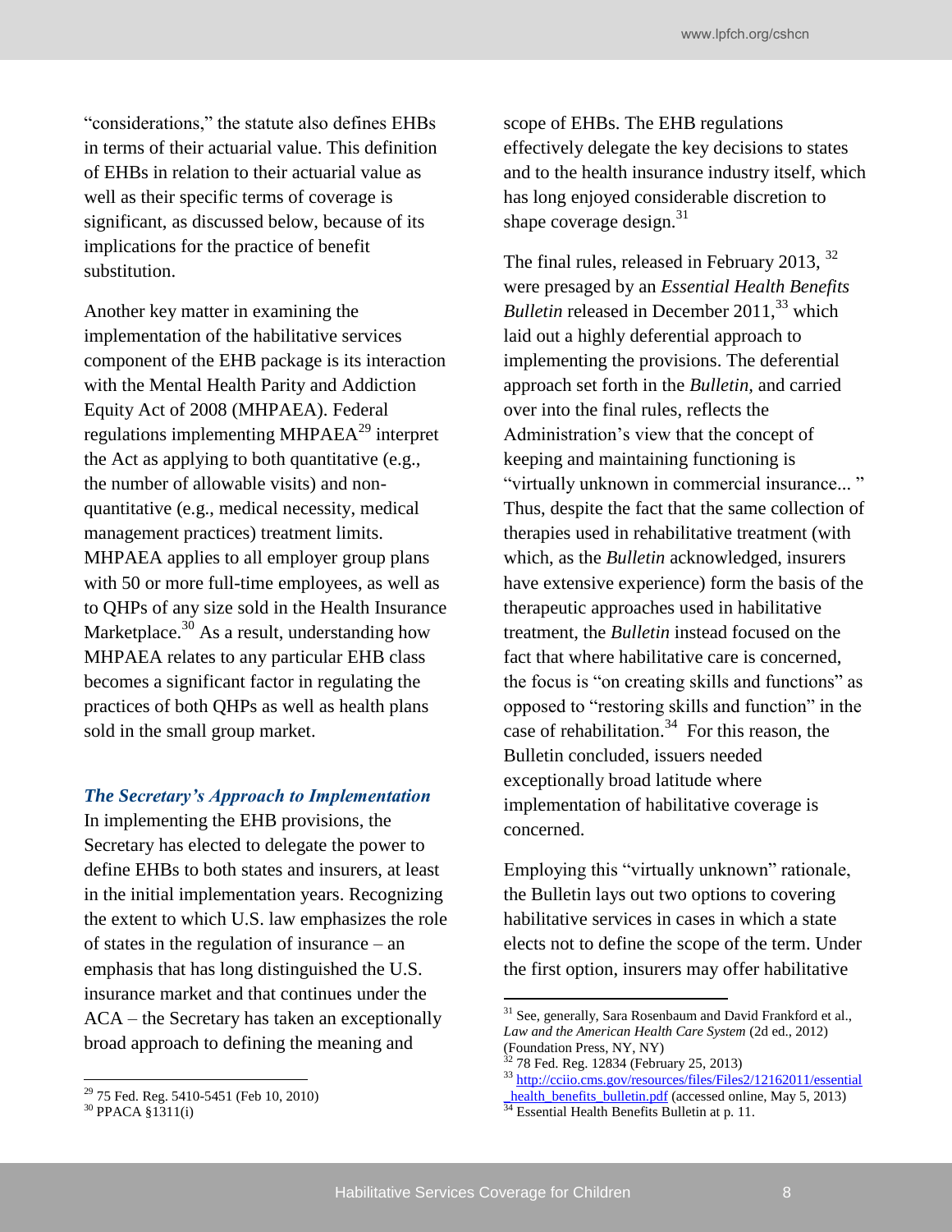"considerations," the statute also defines EHBs in terms of their actuarial value. This definition of EHBs in relation to their actuarial value as well as their specific terms of coverage is significant, as discussed below, because of its implications for the practice of benefit substitution.

Another key matter in examining the implementation of the habilitative services component of the EHB package is its interaction with the Mental Health Parity and Addiction Equity Act of 2008 (MHPAEA). Federal regulations implementing MHPAEA[29] interpret the Act as applying to both quantitative (e.g., the number of allowable visits) and non-quantitative (e.g., medical necessity, medical management practices) treatment limits. MHPAEA applies to all employer group plans with 50 or more full-time employees, as well as to QHPs of any size sold in the Health Insurance Marketplace.[30] As a result, understanding how MHPAEA relates to any particular EHB class becomes a significant factor in regulating the practices of both QHPs as well as health plans sold in the small group market.

### *The Secretary's Approach to Implementation*

In implementing the EHB provisions, the Secretary has elected to delegate the power to define EHBs to both states and insurers, at least in the initial implementation years. Recognizing the extent to which U.S. law emphasizes the role of states in the regulation of insurance – an emphasis that has long distinguished the U.S. insurance market and that continues under the ACA – the Secretary has taken an exceptionally broad approach to defining the meaning and scope of EHBs. The EHB regulations effectively delegate the key decisions to states and to the health insurance industry itself, which has long enjoyed considerable discretion to shape coverage design.[31]

The final rules, released in February 2013, [32] were presaged by an *Essential Health Benefits Bulletin* released in December 2011,[33] which laid out a highly deferential approach to implementing the provisions. The deferential approach set forth in the *Bulletin,* and carried over into the final rules, reflects the Administration's view that the concept of keeping and maintaining functioning is "virtually unknown in commercial insurance... " Thus, despite the fact that the same collection of therapies used in rehabilitative treatment (with which, as the *Bulletin* acknowledged, insurers have extensive experience) form the basis of the therapeutic approaches used in habilitative treatment, the *Bulletin* instead focused on the fact that where habilitative care is concerned, the focus is "on creating skills and functions" as opposed to "restoring skills and function" in the case of rehabilitation.[34] For this reason, the Bulletin concluded, issuers needed exceptionally broad latitude where implementation of habilitative coverage is concerned.

Employing this "virtually unknown" rationale, the Bulletin lays out two options to covering habilitative services in cases in which a state elects not to define the scope of the term. Under the first option, insurers may offer habilitative

---

[29] 75 Fed. Reg. 5410-5451 (Feb 10, 2010)

[30] PPACA §1311(i)

[31] See, generally, Sara Rosenbaum and David Frankford et al., *Law and the American Health Care System* (2d ed., 2012) (Foundation Press, NY, NY)

[32] 78 Fed. Reg. 12834 (February 25, 2013)

[33] http://cciio.cms.gov/resources/files/Files2/12162011/essential_health_benefits_bulletin.pdf (accessed online, May 5, 2013)

[34] Essential Health Benefits Bulletin at p. 11.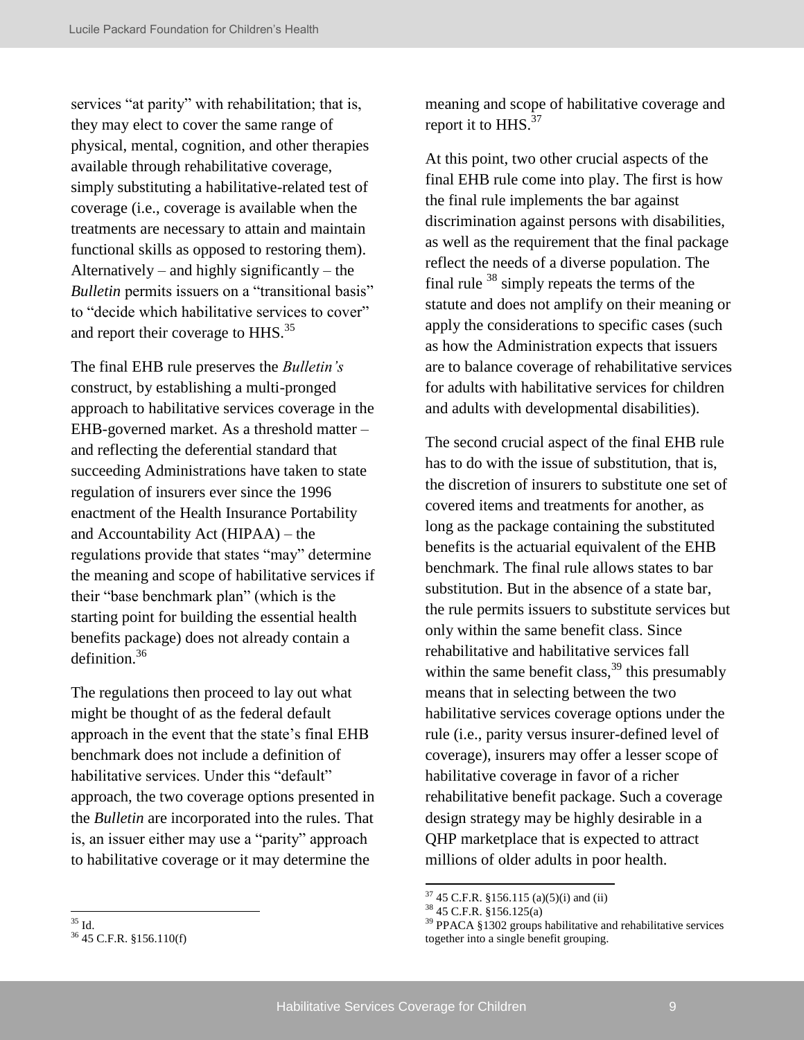services "at parity" with rehabilitation; that is, they may elect to cover the same range of physical, mental, cognition, and other therapies available through rehabilitative coverage, simply substituting a habilitative-related test of coverage (i.e., coverage is available when the treatments are necessary to attain and maintain functional skills as opposed to restoring them). Alternatively – and highly significantly – the *Bulletin* permits issuers on a "transitional basis" to "decide which habilitative services to cover" and report their coverage to HHS.[35]

The final EHB rule preserves the *Bulletin's* construct, by establishing a multi-pronged approach to habilitative services coverage in the EHB-governed market. As a threshold matter – and reflecting the deferential standard that succeeding Administrations have taken to state regulation of insurers ever since the 1996 enactment of the Health Insurance Portability and Accountability Act (HIPAA) – the regulations provide that states "may" determine the meaning and scope of habilitative services if their "base benchmark plan" (which is the starting point for building the essential health benefits package) does not already contain a definition.[36]

The regulations then proceed to lay out what might be thought of as the federal default approach in the event that the state's final EHB benchmark does not include a definition of habilitative services. Under this "default" approach, the two coverage options presented in the *Bulletin* are incorporated into the rules. That is, an issuer either may use a "parity" approach to habilitative coverage or it may determine the meaning and scope of habilitative coverage and report it to HHS.[37]

At this point, two other crucial aspects of the final EHB rule come into play. The first is how the final rule implements the bar against discrimination against persons with disabilities, as well as the requirement that the final package reflect the needs of a diverse population. The final rule [38] simply repeats the terms of the statute and does not amplify on their meaning or apply the considerations to specific cases (such as how the Administration expects that issuers are to balance coverage of rehabilitative services for adults with habilitative services for children and adults with developmental disabilities).

The second crucial aspect of the final EHB rule has to do with the issue of substitution, that is, the discretion of insurers to substitute one set of covered items and treatments for another, as long as the package containing the substituted benefits is the actuarial equivalent of the EHB benchmark. The final rule allows states to bar substitution. But in the absence of a state bar, the rule permits issuers to substitute services but only within the same benefit class. Since rehabilitative and habilitative services fall within the same benefit class,[39] this presumably means that in selecting between the two habilitative services coverage options under the rule (i.e., parity versus insurer-defined level of coverage), insurers may offer a lesser scope of habilitative coverage in favor of a richer rehabilitative benefit package. Such a coverage design strategy may be highly desirable in a QHP marketplace that is expected to attract millions of older adults in poor health.

---

[35] Id.

[36] 45 C.F.R. §156.110(f)

[37] 45 C.F.R. §156.115 (a)(5)(i) and (ii)

[38] 45 C.F.R. §156.125(a)

[39] PPACA §1302 groups habilitative and rehabilitative services together into a single benefit grouping.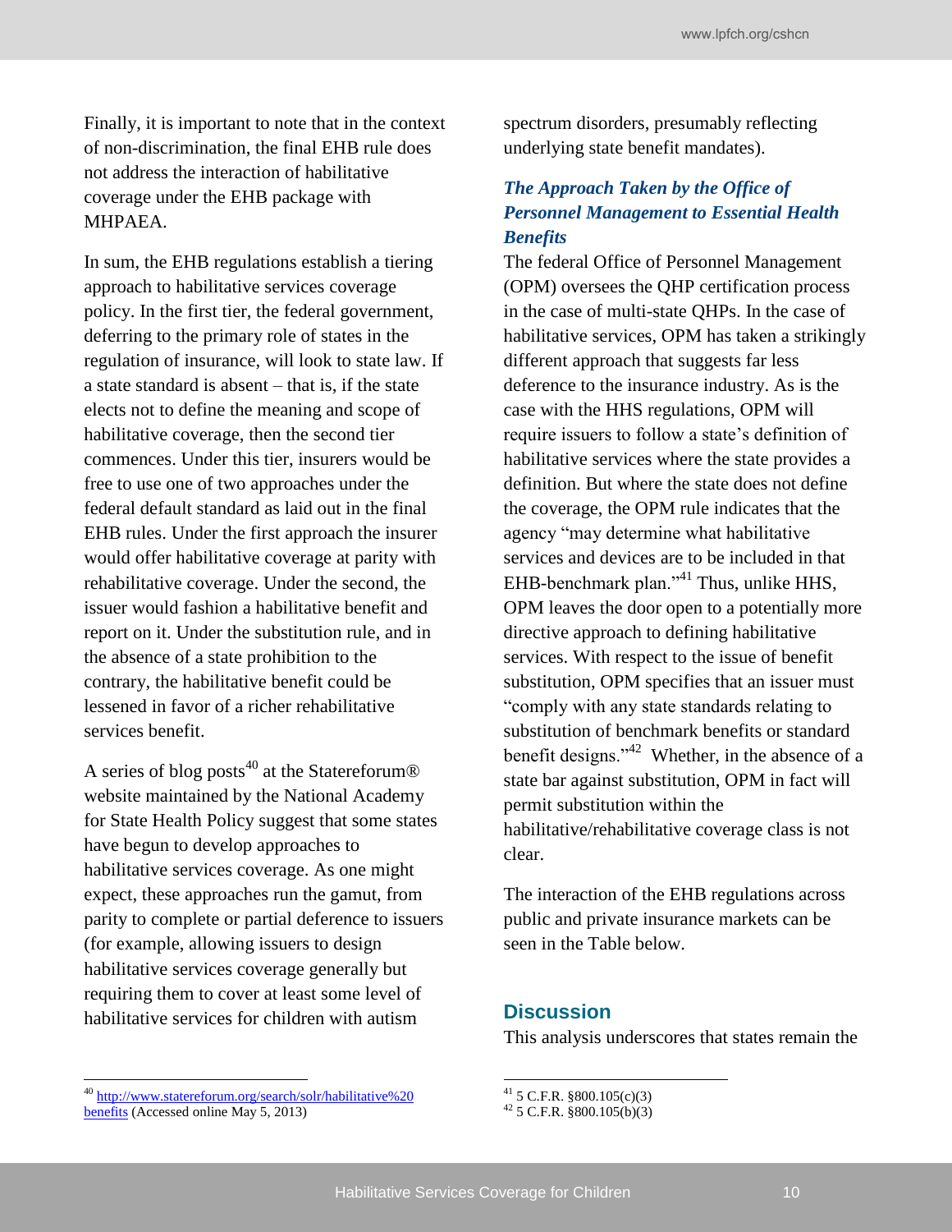Finally, it is important to note that in the context of non-discrimination, the final EHB rule does not address the interaction of habilitative coverage under the EHB package with MHPAEA.

In sum, the EHB regulations establish a tiering approach to habilitative services coverage policy. In the first tier, the federal government, deferring to the primary role of states in the regulation of insurance, will look to state law. If a state standard is absent – that is, if the state elects not to define the meaning and scope of habilitative coverage, then the second tier commences. Under this tier, insurers would be free to use one of two approaches under the federal default standard as laid out in the final EHB rules. Under the first approach the insurer would offer habilitative coverage at parity with rehabilitative coverage. Under the second, the issuer would fashion a habilitative benefit and report on it. Under the substitution rule, and in the absence of a state prohibition to the contrary, the habilitative benefit could be lessened in favor of a richer rehabilitative services benefit.

A series of blog posts[40] at the Statereforum® website maintained by the National Academy for State Health Policy suggest that some states have begun to develop approaches to habilitative services coverage. As one might expect, these approaches run the gamut, from parity to complete or partial deference to issuers (for example, allowing issuers to design habilitative services coverage generally but requiring them to cover at least some level of habilitative services for children with autism spectrum disorders, presumably reflecting underlying state benefit mandates).

### *The Approach Taken by the Office of Personnel Management to Essential Health Benefits*

The federal Office of Personnel Management (OPM) oversees the QHP certification process in the case of multi-state QHPs. In the case of habilitative services, OPM has taken a strikingly different approach that suggests far less deference to the insurance industry. As is the case with the HHS regulations, OPM will require issuers to follow a state's definition of habilitative services where the state provides a definition. But where the state does not define the coverage, the OPM rule indicates that the agency "may determine what habilitative services and devices are to be included in that EHB-benchmark plan."[41] Thus, unlike HHS, OPM leaves the door open to a potentially more directive approach to defining habilitative services. With respect to the issue of benefit substitution, OPM specifies that an issuer must "comply with any state standards relating to substitution of benchmark benefits or standard benefit designs."[42] Whether, in the absence of a state bar against substitution, OPM in fact will permit substitution within the habilitative/rehabilitative coverage class is not clear.

The interaction of the EHB regulations across public and private insurance markets can be seen in the Table below.

## Discussion

This analysis underscores that states remain the

---

[40] http://www.statereforum.org/search/solr/habilitative%20benefits (Accessed online May 5, 2013)

[41] 5 C.F.R. §800.105(c)(3)

[42] 5 C.F.R. §800.105(b)(3)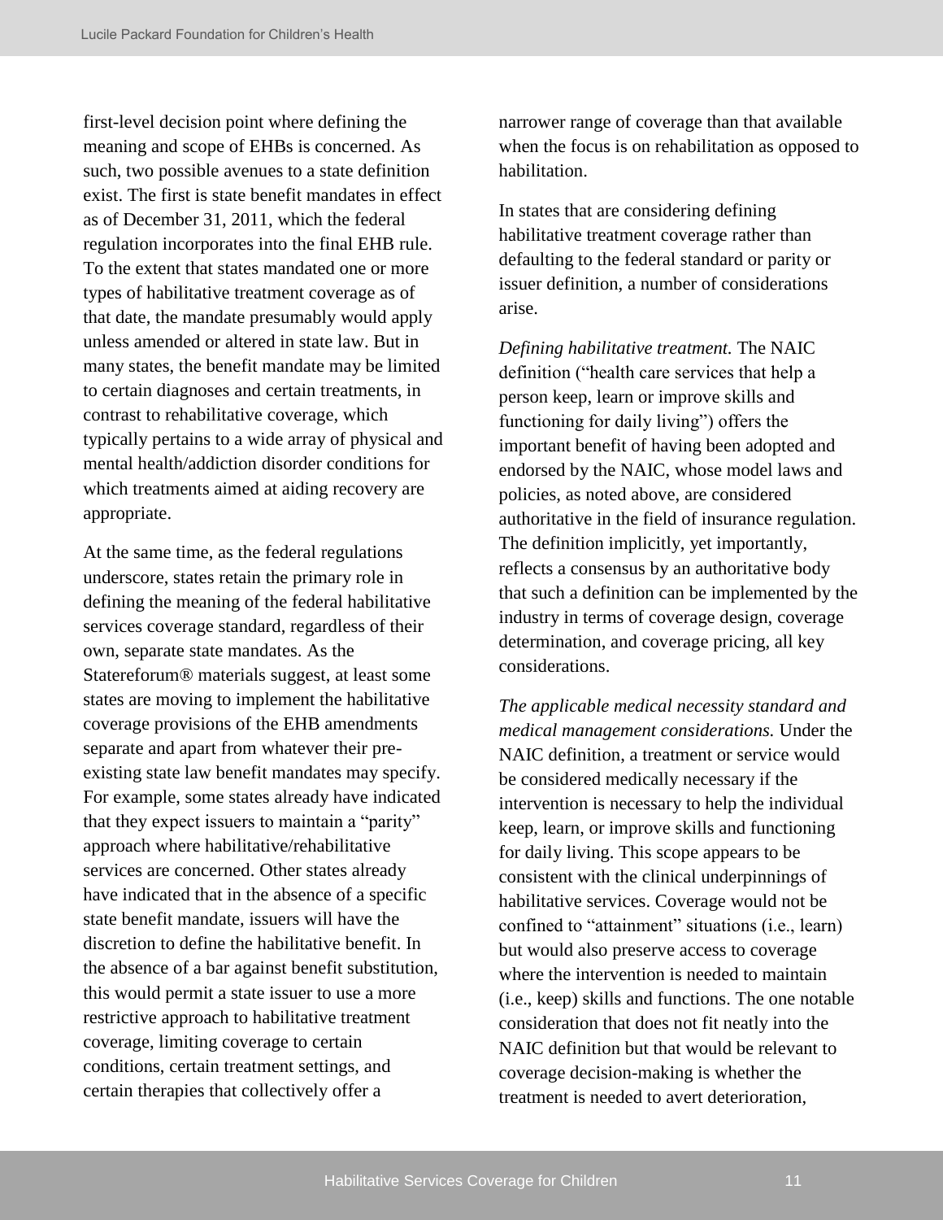first-level decision point where defining the meaning and scope of EHBs is concerned. As such, two possible avenues to a state definition exist. The first is state benefit mandates in effect as of December 31, 2011, which the federal regulation incorporates into the final EHB rule. To the extent that states mandated one or more types of habilitative treatment coverage as of that date, the mandate presumably would apply unless amended or altered in state law. But in many states, the benefit mandate may be limited to certain diagnoses and certain treatments, in contrast to rehabilitative coverage, which typically pertains to a wide array of physical and mental health/addiction disorder conditions for which treatments aimed at aiding recovery are appropriate.

At the same time, as the federal regulations underscore, states retain the primary role in defining the meaning of the federal habilitative services coverage standard, regardless of their own, separate state mandates. As the Statereforum® materials suggest, at least some states are moving to implement the habilitative coverage provisions of the EHB amendments separate and apart from whatever their pre-existing state law benefit mandates may specify. For example, some states already have indicated that they expect issuers to maintain a "parity" approach where habilitative/rehabilitative services are concerned. Other states already have indicated that in the absence of a specific state benefit mandate, issuers will have the discretion to define the habilitative benefit. In the absence of a bar against benefit substitution, this would permit a state issuer to use a more restrictive approach to habilitative treatment coverage, limiting coverage to certain conditions, certain treatment settings, and certain therapies that collectively offer a narrower range of coverage than that available when the focus is on rehabilitation as opposed to habilitation.

In states that are considering defining habilitative treatment coverage rather than defaulting to the federal standard or parity or issuer definition, a number of considerations arise.

*Defining habilitative treatment.* The NAIC definition ("health care services that help a person keep, learn or improve skills and functioning for daily living") offers the important benefit of having been adopted and endorsed by the NAIC, whose model laws and policies, as noted above, are considered authoritative in the field of insurance regulation. The definition implicitly, yet importantly, reflects a consensus by an authoritative body that such a definition can be implemented by the industry in terms of coverage design, coverage determination, and coverage pricing, all key considerations.

*The applicable medical necessity standard and medical management considerations.* Under the NAIC definition, a treatment or service would be considered medically necessary if the intervention is necessary to help the individual keep, learn, or improve skills and functioning for daily living. This scope appears to be consistent with the clinical underpinnings of habilitative services. Coverage would not be confined to "attainment" situations (i.e., learn) but would also preserve access to coverage where the intervention is needed to maintain (i.e., keep) skills and functions. The one notable consideration that does not fit neatly into the NAIC definition but that would be relevant to coverage decision-making is whether the treatment is needed to avert deterioration,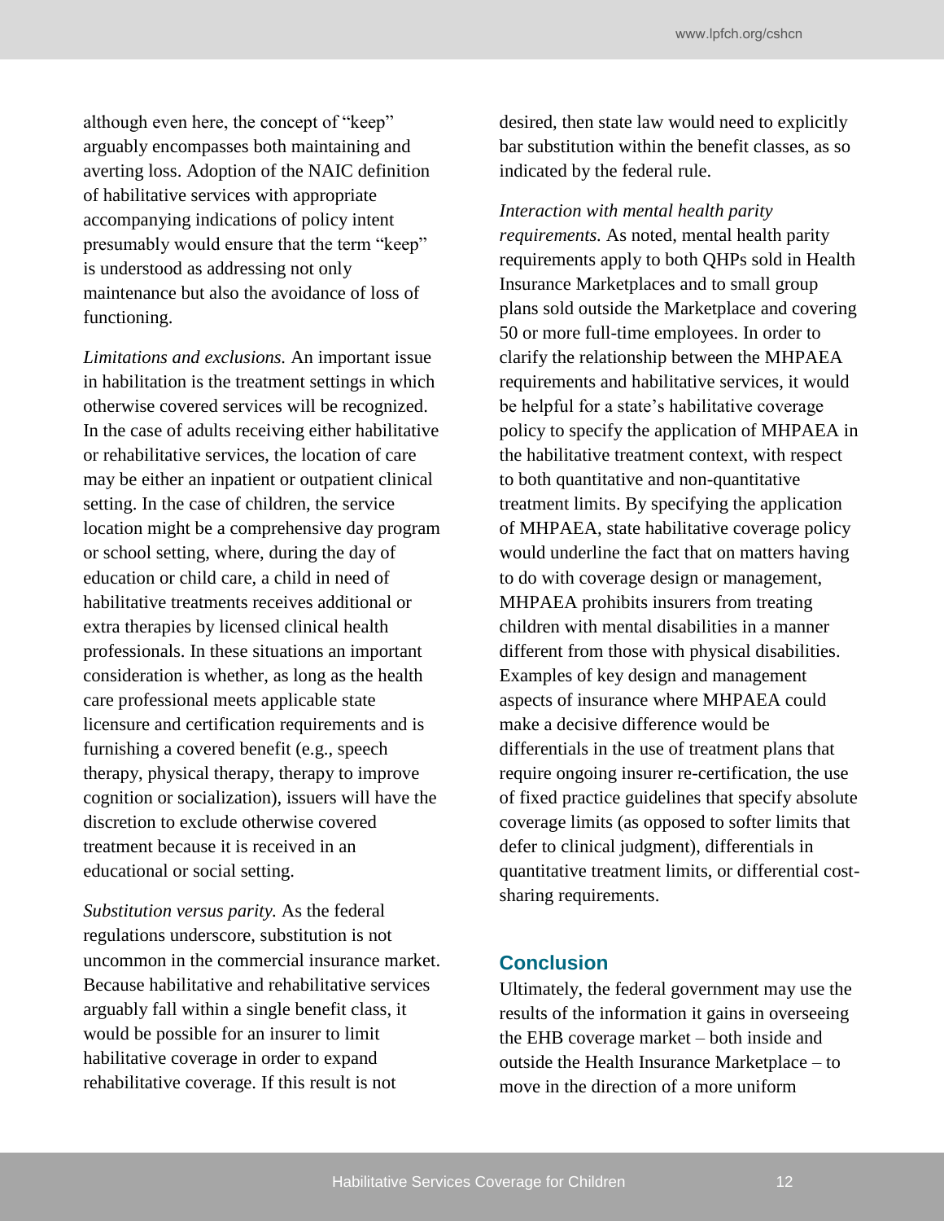although even here, the concept of "keep" arguably encompasses both maintaining and averting loss. Adoption of the NAIC definition of habilitative services with appropriate accompanying indications of policy intent presumably would ensure that the term "keep" is understood as addressing not only maintenance but also the avoidance of loss of functioning.

*Limitations and exclusions.* An important issue in habilitation is the treatment settings in which otherwise covered services will be recognized. In the case of adults receiving either habilitative or rehabilitative services, the location of care may be either an inpatient or outpatient clinical setting. In the case of children, the service location might be a comprehensive day program or school setting, where, during the day of education or child care, a child in need of habilitative treatments receives additional or extra therapies by licensed clinical health professionals. In these situations an important consideration is whether, as long as the health care professional meets applicable state licensure and certification requirements and is furnishing a covered benefit (e.g., speech therapy, physical therapy, therapy to improve cognition or socialization), issuers will have the discretion to exclude otherwise covered treatment because it is received in an educational or social setting.

*Substitution versus parity.* As the federal regulations underscore, substitution is not uncommon in the commercial insurance market. Because habilitative and rehabilitative services arguably fall within a single benefit class, it would be possible for an insurer to limit habilitative coverage in order to expand rehabilitative coverage. If this result is not desired, then state law would need to explicitly bar substitution within the benefit classes, as so indicated by the federal rule.

*Interaction with mental health parity requirements.* As noted, mental health parity requirements apply to both QHPs sold in Health Insurance Marketplaces and to small group plans sold outside the Marketplace and covering 50 or more full-time employees. In order to clarify the relationship between the MHPAEA requirements and habilitative services, it would be helpful for a state's habilitative coverage policy to specify the application of MHPAEA in the habilitative treatment context, with respect to both quantitative and non-quantitative treatment limits. By specifying the application of MHPAEA, state habilitative coverage policy would underline the fact that on matters having to do with coverage design or management, MHPAEA prohibits insurers from treating children with mental disabilities in a manner different from those with physical disabilities. Examples of key design and management aspects of insurance where MHPAEA could make a decisive difference would be differentials in the use of treatment plans that require ongoing insurer re-certification, the use of fixed practice guidelines that specify absolute coverage limits (as opposed to softer limits that defer to clinical judgment), differentials in quantitative treatment limits, or differential cost-sharing requirements.

## Conclusion

Ultimately, the federal government may use the results of the information it gains in overseeing the EHB coverage market – both inside and outside the Health Insurance Marketplace – to move in the direction of a more uniform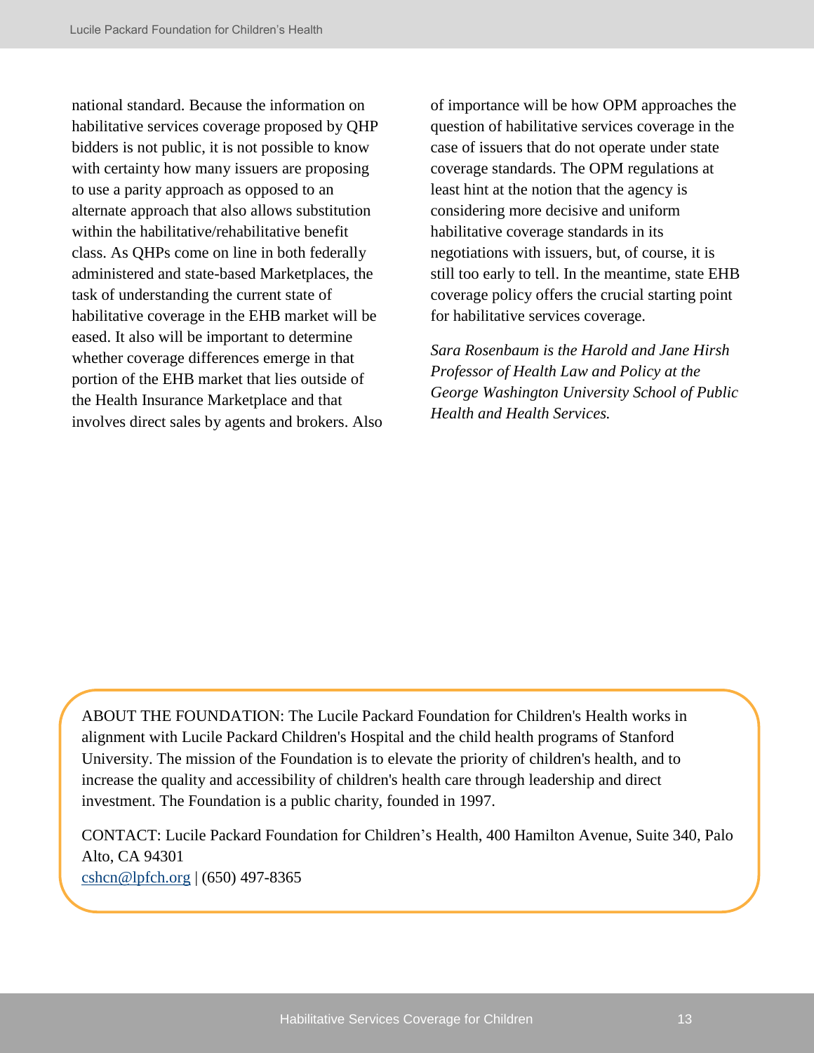national standard. Because the information on habilitative services coverage proposed by QHP bidders is not public, it is not possible to know with certainty how many issuers are proposing to use a parity approach as opposed to an alternate approach that also allows substitution within the habilitative/rehabilitative benefit class. As QHPs come on line in both federally administered and state-based Marketplaces, the task of understanding the current state of habilitative coverage in the EHB market will be eased. It also will be important to determine whether coverage differences emerge in that portion of the EHB market that lies outside of the Health Insurance Marketplace and that involves direct sales by agents and brokers. Also of importance will be how OPM approaches the question of habilitative services coverage in the case of issuers that do not operate under state coverage standards. The OPM regulations at least hint at the notion that the agency is considering more decisive and uniform habilitative coverage standards in its negotiations with issuers, but, of course, it is still too early to tell. In the meantime, state EHB coverage policy offers the crucial starting point for habilitative services coverage.

*Sara Rosenbaum is the Harold and Jane Hirsh Professor of Health Law and Policy at the George Washington University School of Public Health and Health Services.*

ABOUT THE FOUNDATION: The Lucile Packard Foundation for Children's Health works in alignment with Lucile Packard Children's Hospital and the child health programs of Stanford University. The mission of the Foundation is to elevate the priority of children's health, and to increase the quality and accessibility of children's health care through leadership and direct investment. The Foundation is a public charity, founded in 1997.

CONTACT: Lucile Packard Foundation for Children's Health, 400 Hamilton Avenue, Suite 340, Palo Alto, CA 94301
cshcn@lpfch.org | (650) 497-8365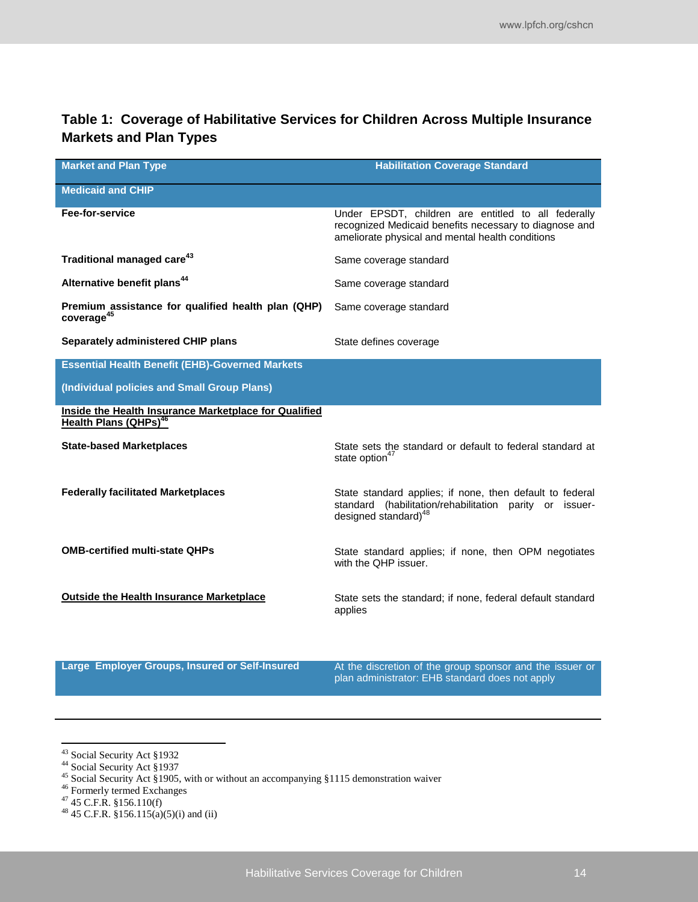### Table 1: Coverage of Habilitative Services for Children Across Multiple Insurance Markets and Plan Types

| Market and Plan Type | Habilitation Coverage Standard |
|---|---|
| **Medicaid and CHIP** | |
| **Fee-for-service** | Under EPSDT, children are entitled to all federally recognized Medicaid benefits necessary to diagnose and ameliorate physical and mental health conditions |
| **Traditional managed care**[43] | Same coverage standard |
| **Alternative benefit plans**[44] | Same coverage standard |
| **Premium assistance for qualified health plan (QHP) coverage**[45] | Same coverage standard |
| **Separately administered CHIP plans** | State defines coverage |
| **Essential Health Benefit (EHB)-Governed Markets (Individual policies and Small Group Plans)** | |
| **Inside the Health Insurance Marketplace for Qualified Health Plans (QHPs)**[46] | |
| **State-based Marketplaces** | State sets the standard or default to federal standard at state option[47] |
| **Federally facilitated Marketplaces** | State standard applies; if none, then default to federal standard (habilitation/rehabilitation parity or issuer-designed standard)[48] |
| **OMB-certified multi-state QHPs** | State standard applies; if none, then OPM negotiates with the QHP issuer. |
| **Outside the Health Insurance Marketplace** | State sets the standard; if none, federal default standard applies |
| **Large Employer Groups, Insured or Self-Insured** | At the discretion of the group sponsor and the issuer or plan administrator: EHB standard does not apply |

[43] Social Security Act §1932
[44] Social Security Act §1937
[45] Social Security Act §1905, with or without an accompanying §1115 demonstration waiver
[46] Formerly termed Exchanges
[47] 45 C.F.R. §156.110(f)
[48] 45 C.F.R. §156.115(a)(5)(i) and (ii)